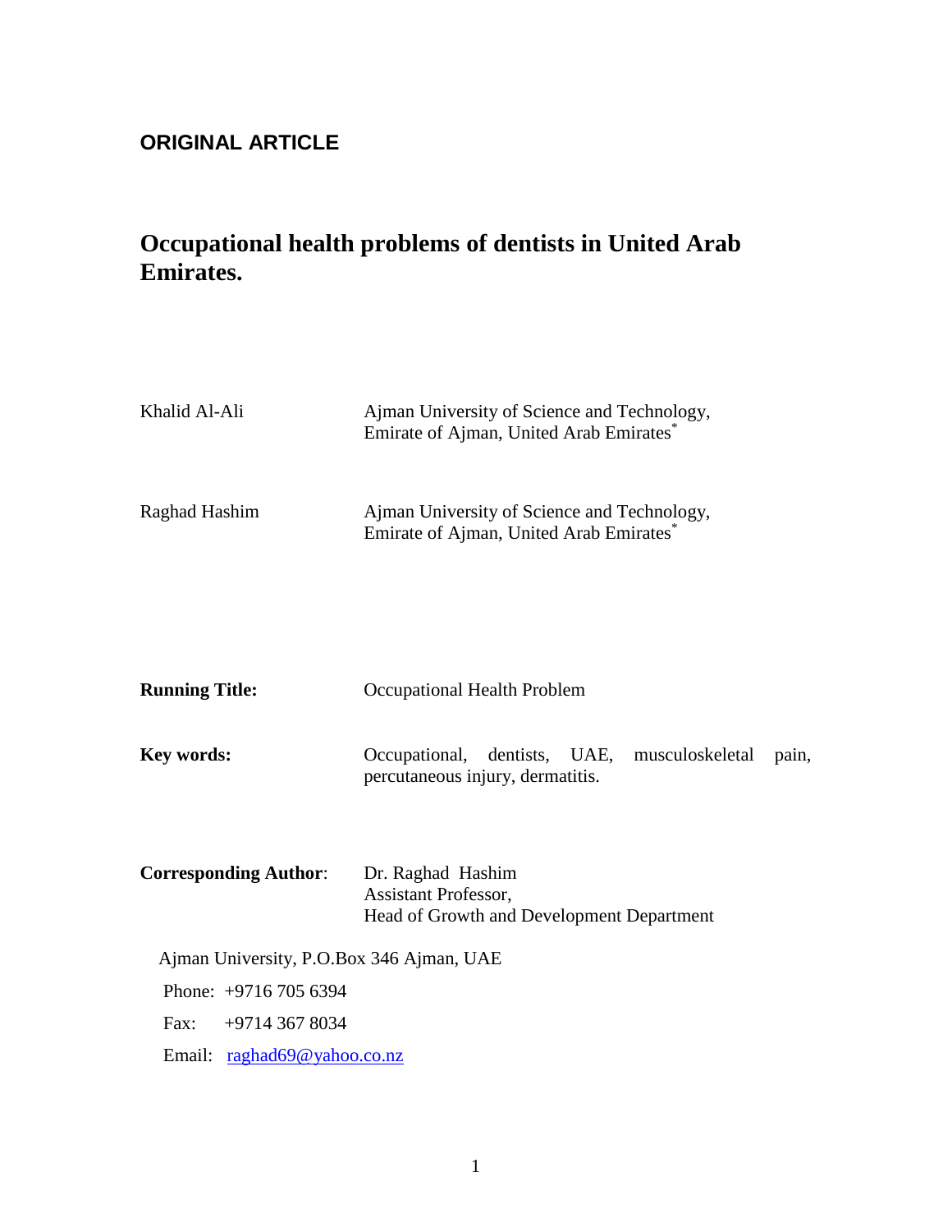**ORIGINAL ARTICLE**

# Occupational health problems of dentists in United Arab Emirates.

| | |
|---|---|
| Khalid Al-Ali | Ajman University of Science and Technology, Emirate of Ajman, United Arab Emirates* |
| Raghad Hashim | Ajman University of Science and Technology, Emirate of Ajman, United Arab Emirates* |

**Running Title:** Occupational Health Problem

**Key words:** Occupational, dentists, UAE, musculoskeletal pain, percutaneous injury, dermatitis.

**Corresponding Author**: Dr. Raghad Hashim
Assistant Professor,
Head of Growth and Development Department

Ajman University, P.O.Box 346 Ajman, UAE

Phone: +9716 705 6394

Fax: +9714 367 8034

Email: raghad69@yahoo.co.nz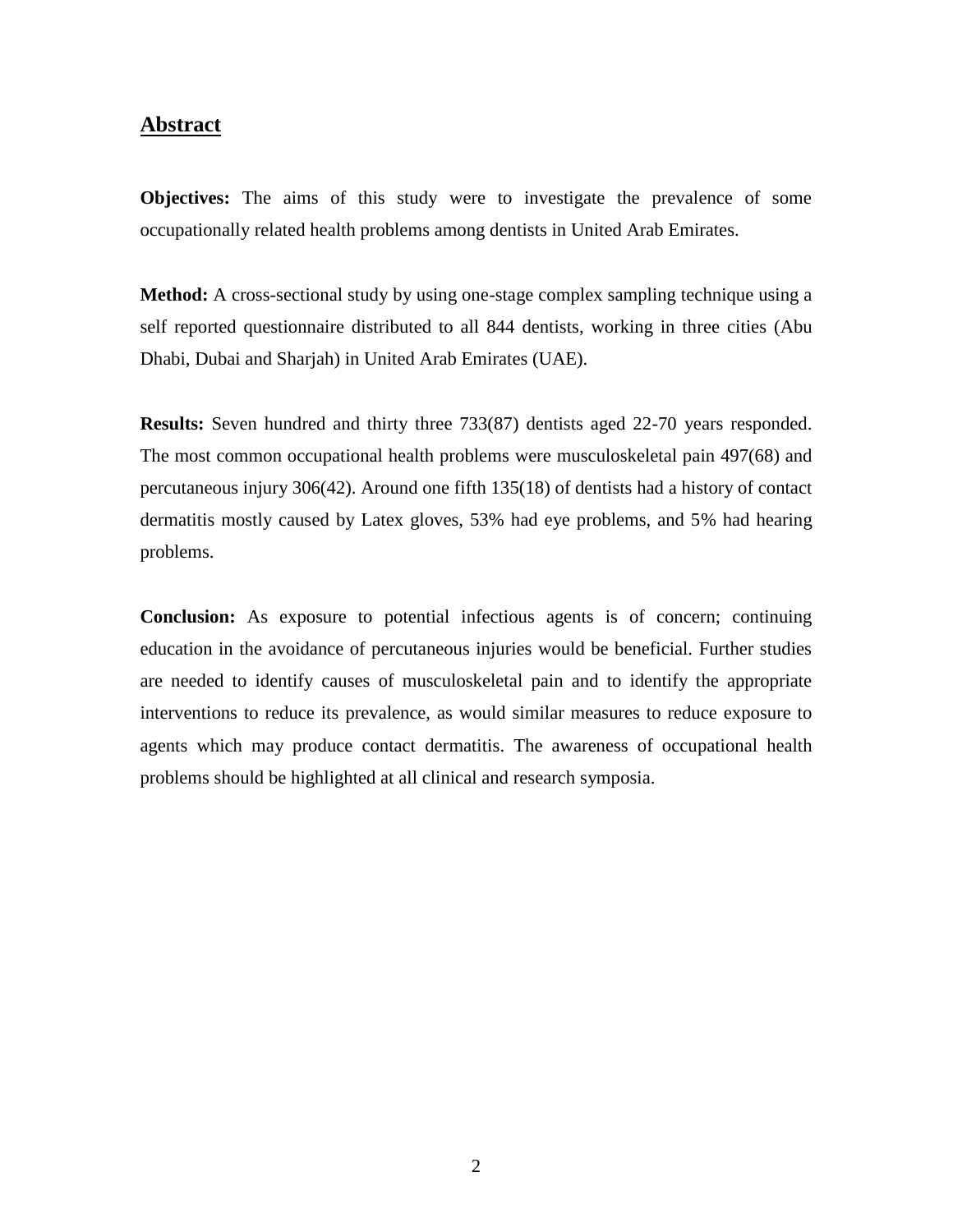## Abstract

**Objectives:** The aims of this study were to investigate the prevalence of some occupationally related health problems among dentists in United Arab Emirates.

**Method:** A cross-sectional study by using one-stage complex sampling technique using a self reported questionnaire distributed to all 844 dentists, working in three cities (Abu Dhabi, Dubai and Sharjah) in United Arab Emirates (UAE).

**Results:** Seven hundred and thirty three 733(87) dentists aged 22-70 years responded. The most common occupational health problems were musculoskeletal pain 497(68) and percutaneous injury 306(42). Around one fifth 135(18) of dentists had a history of contact dermatitis mostly caused by Latex gloves, 53% had eye problems, and 5% had hearing problems.

**Conclusion:** As exposure to potential infectious agents is of concern; continuing education in the avoidance of percutaneous injuries would be beneficial. Further studies are needed to identify causes of musculoskeletal pain and to identify the appropriate interventions to reduce its prevalence, as would similar measures to reduce exposure to agents which may produce contact dermatitis. The awareness of occupational health problems should be highlighted at all clinical and research symposia.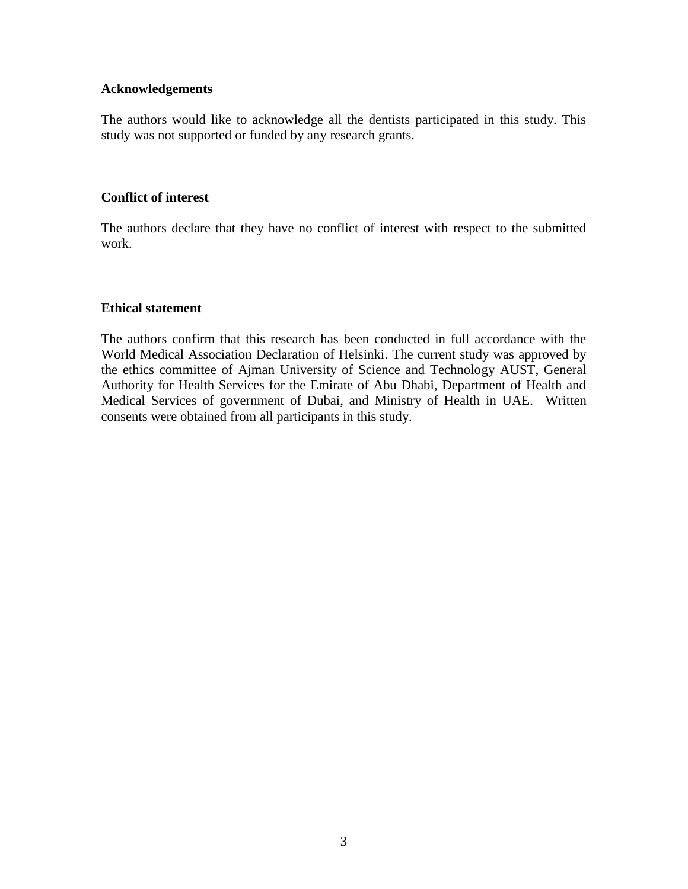**Acknowledgements**

The authors would like to acknowledge all the dentists participated in this study. This study was not supported or funded by any research grants.

**Conflict of interest**

The authors declare that they have no conflict of interest with respect to the submitted work.

**Ethical statement**

The authors confirm that this research has been conducted in full accordance with the World Medical Association Declaration of Helsinki. The current study was approved by the ethics committee of Ajman University of Science and Technology AUST, General Authority for Health Services for the Emirate of Abu Dhabi, Department of Health and Medical Services of government of Dubai, and Ministry of Health in UAE. Written consents were obtained from all participants in this study.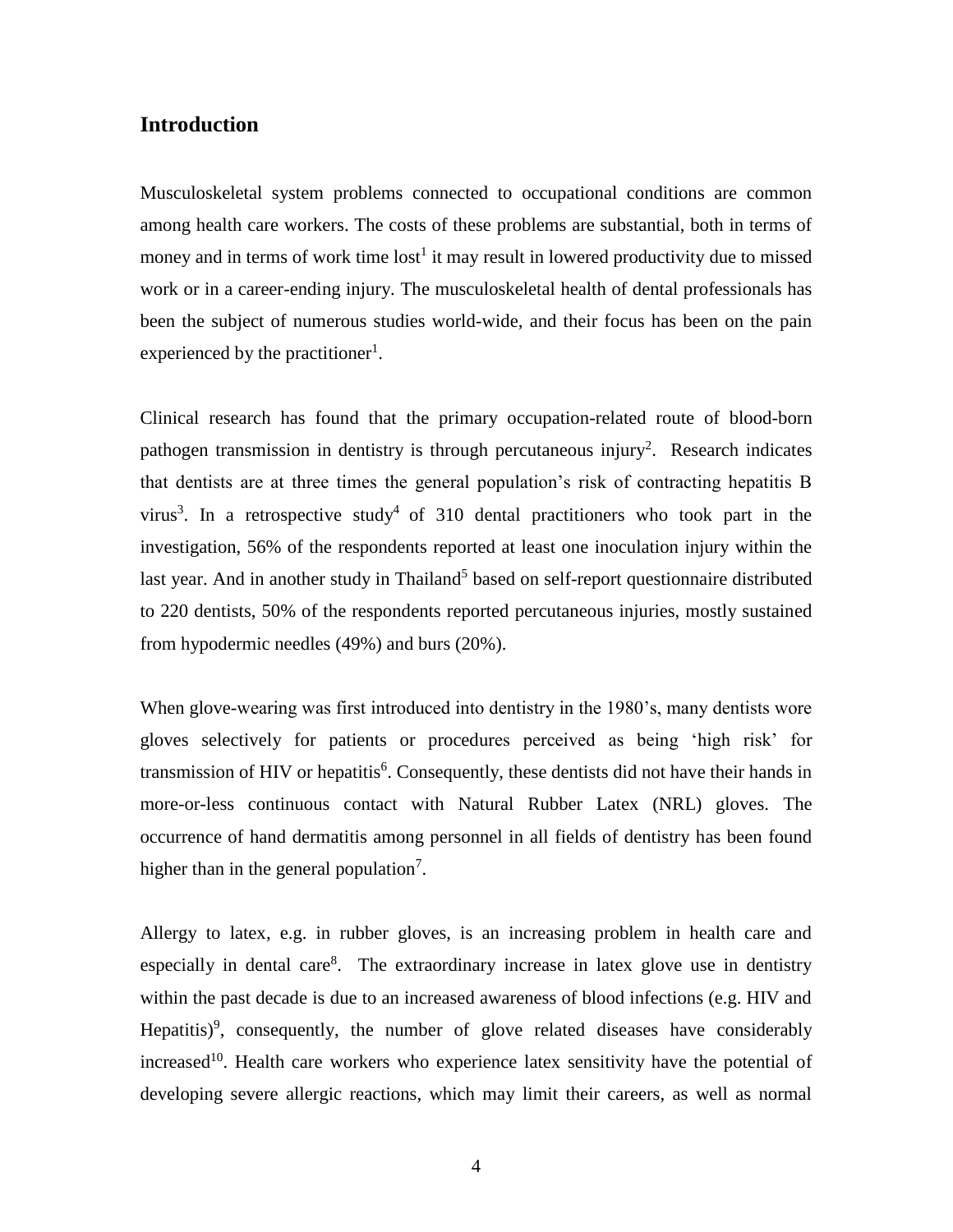## Introduction

Musculoskeletal system problems connected to occupational conditions are common among health care workers. The costs of these problems are substantial, both in terms of money and in terms of work time lost[1] it may result in lowered productivity due to missed work or in a career-ending injury. The musculoskeletal health of dental professionals has been the subject of numerous studies world-wide, and their focus has been on the pain experienced by the practitioner[1].

Clinical research has found that the primary occupation-related route of blood-born pathogen transmission in dentistry is through percutaneous injury[2]. Research indicates that dentists are at three times the general population's risk of contracting hepatitis B virus[3]. In a retrospective study[4] of 310 dental practitioners who took part in the investigation, 56% of the respondents reported at least one inoculation injury within the last year. And in another study in Thailand[5] based on self-report questionnaire distributed to 220 dentists, 50% of the respondents reported percutaneous injuries, mostly sustained from hypodermic needles (49%) and burs (20%).

When glove-wearing was first introduced into dentistry in the 1980's, many dentists wore gloves selectively for patients or procedures perceived as being 'high risk' for transmission of HIV or hepatitis[6]. Consequently, these dentists did not have their hands in more-or-less continuous contact with Natural Rubber Latex (NRL) gloves. The occurrence of hand dermatitis among personnel in all fields of dentistry has been found higher than in the general population[7].

Allergy to latex, e.g. in rubber gloves, is an increasing problem in health care and especially in dental care[8]. The extraordinary increase in latex glove use in dentistry within the past decade is due to an increased awareness of blood infections (e.g. HIV and Hepatitis)[9], consequently, the number of glove related diseases have considerably increased[10]. Health care workers who experience latex sensitivity have the potential of developing severe allergic reactions, which may limit their careers, as well as normal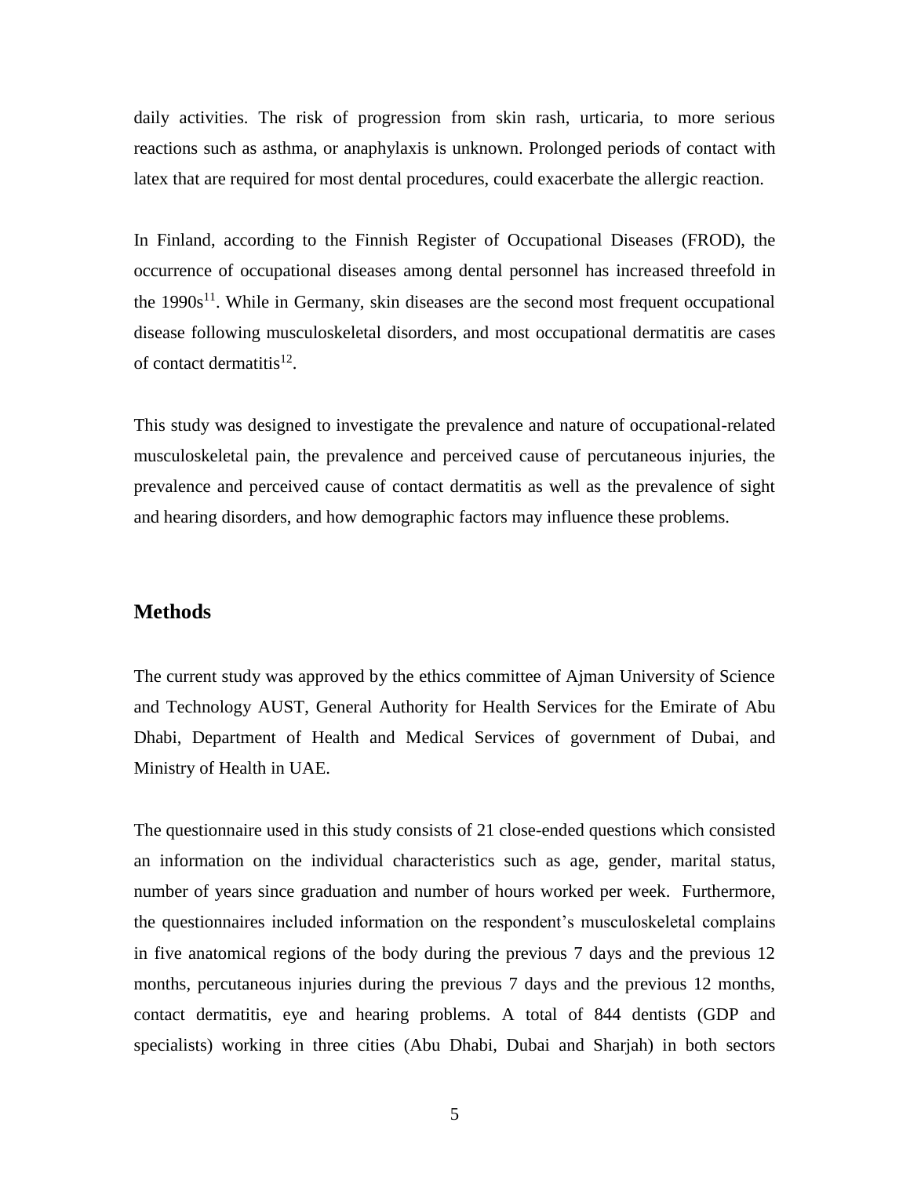daily activities. The risk of progression from skin rash, urticaria, to more serious reactions such as asthma, or anaphylaxis is unknown. Prolonged periods of contact with latex that are required for most dental procedures, could exacerbate the allergic reaction.

In Finland, according to the Finnish Register of Occupational Diseases (FROD), the occurrence of occupational diseases among dental personnel has increased threefold in the 1990s[11]. While in Germany, skin diseases are the second most frequent occupational disease following musculoskeletal disorders, and most occupational dermatitis are cases of contact dermatitis[12].

This study was designed to investigate the prevalence and nature of occupational-related musculoskeletal pain, the prevalence and perceived cause of percutaneous injuries, the prevalence and perceived cause of contact dermatitis as well as the prevalence of sight and hearing disorders, and how demographic factors may influence these problems.

## Methods

The current study was approved by the ethics committee of Ajman University of Science and Technology AUST, General Authority for Health Services for the Emirate of Abu Dhabi, Department of Health and Medical Services of government of Dubai, and Ministry of Health in UAE.

The questionnaire used in this study consists of 21 close-ended questions which consisted an information on the individual characteristics such as age, gender, marital status, number of years since graduation and number of hours worked per week. Furthermore, the questionnaires included information on the respondent's musculoskeletal complains in five anatomical regions of the body during the previous 7 days and the previous 12 months, percutaneous injuries during the previous 7 days and the previous 12 months, contact dermatitis, eye and hearing problems. A total of 844 dentists (GDP and specialists) working in three cities (Abu Dhabi, Dubai and Sharjah) in both sectors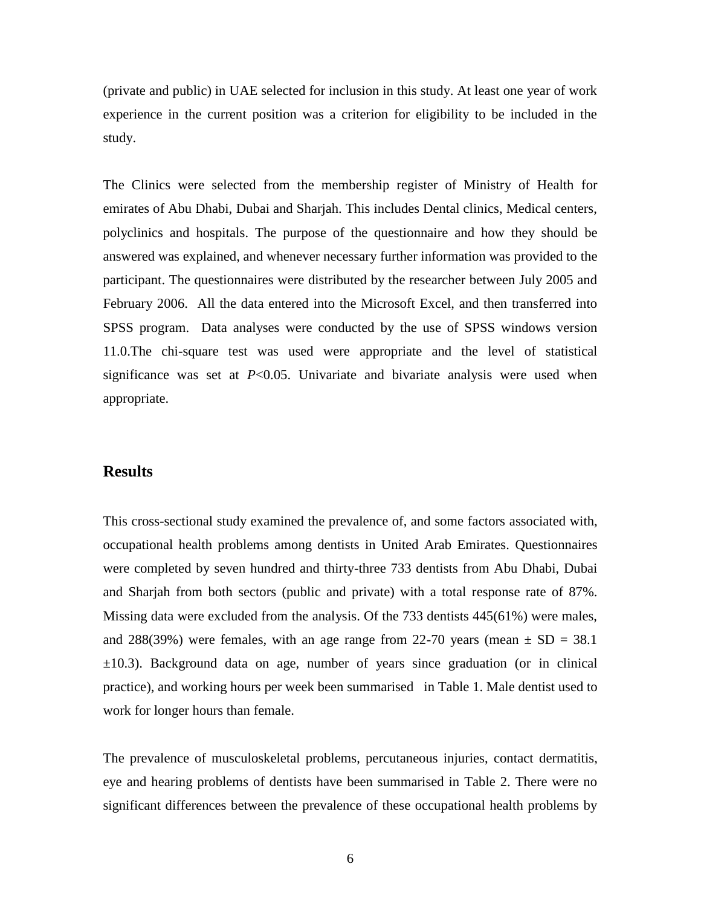(private and public) in UAE selected for inclusion in this study. At least one year of work experience in the current position was a criterion for eligibility to be included in the study.

The Clinics were selected from the membership register of Ministry of Health for emirates of Abu Dhabi, Dubai and Sharjah. This includes Dental clinics, Medical centers, polyclinics and hospitals. The purpose of the questionnaire and how they should be answered was explained, and whenever necessary further information was provided to the participant. The questionnaires were distributed by the researcher between July 2005 and February 2006. All the data entered into the Microsoft Excel, and then transferred into SPSS program. Data analyses were conducted by the use of SPSS windows version 11.0.The chi-square test was used were appropriate and the level of statistical significance was set at $P<0.05$. Univariate and bivariate analysis were used when appropriate.

## Results

This cross-sectional study examined the prevalence of, and some factors associated with, occupational health problems among dentists in United Arab Emirates. Questionnaires were completed by seven hundred and thirty-three 733 dentists from Abu Dhabi, Dubai and Sharjah from both sectors (public and private) with a total response rate of 87%. Missing data were excluded from the analysis. Of the 733 dentists 445(61%) were males, and 288(39%) were females, with an age range from 22-70 years (mean ± SD = 38.1 ±10.3). Background data on age, number of years since graduation (or in clinical practice), and working hours per week been summarised in Table 1. Male dentist used to work for longer hours than female.

The prevalence of musculoskeletal problems, percutaneous injuries, contact dermatitis, eye and hearing problems of dentists have been summarised in Table 2. There were no significant differences between the prevalence of these occupational health problems by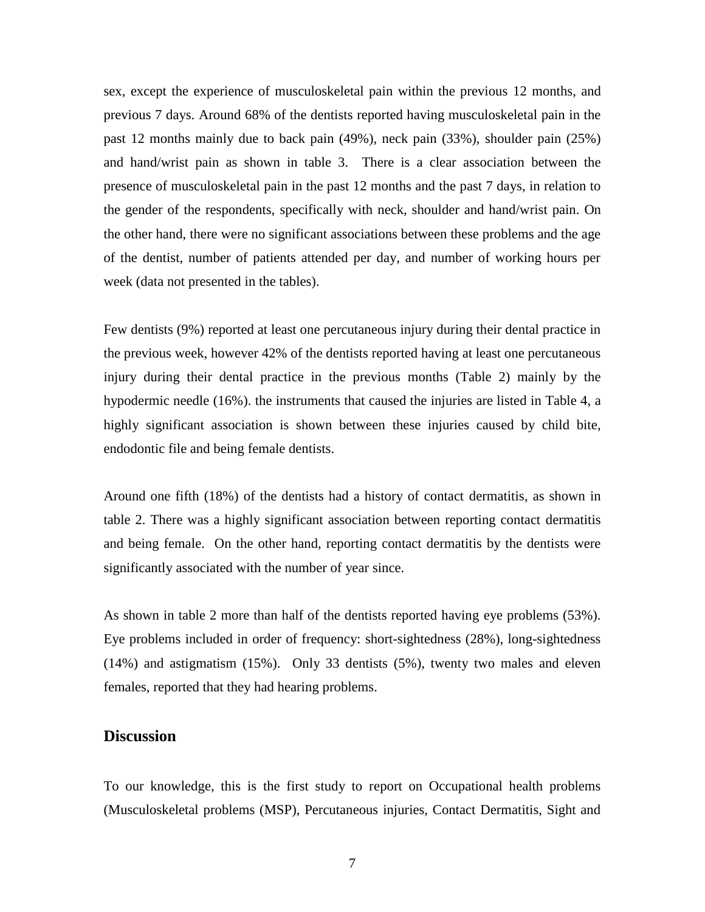sex, except the experience of musculoskeletal pain within the previous 12 months, and previous 7 days. Around 68% of the dentists reported having musculoskeletal pain in the past 12 months mainly due to back pain (49%), neck pain (33%), shoulder pain (25%) and hand/wrist pain as shown in table 3. There is a clear association between the presence of musculoskeletal pain in the past 12 months and the past 7 days, in relation to the gender of the respondents, specifically with neck, shoulder and hand/wrist pain. On the other hand, there were no significant associations between these problems and the age of the dentist, number of patients attended per day, and number of working hours per week (data not presented in the tables).

Few dentists (9%) reported at least one percutaneous injury during their dental practice in the previous week, however 42% of the dentists reported having at least one percutaneous injury during their dental practice in the previous months (Table 2) mainly by the hypodermic needle (16%). the instruments that caused the injuries are listed in Table 4, a highly significant association is shown between these injuries caused by child bite, endodontic file and being female dentists.

Around one fifth (18%) of the dentists had a history of contact dermatitis, as shown in table 2. There was a highly significant association between reporting contact dermatitis and being female. On the other hand, reporting contact dermatitis by the dentists were significantly associated with the number of year since.

As shown in table 2 more than half of the dentists reported having eye problems (53%). Eye problems included in order of frequency: short-sightedness (28%), long-sightedness (14%) and astigmatism (15%). Only 33 dentists (5%), twenty two males and eleven females, reported that they had hearing problems.

## Discussion

To our knowledge, this is the first study to report on Occupational health problems (Musculoskeletal problems (MSP), Percutaneous injuries, Contact Dermatitis, Sight and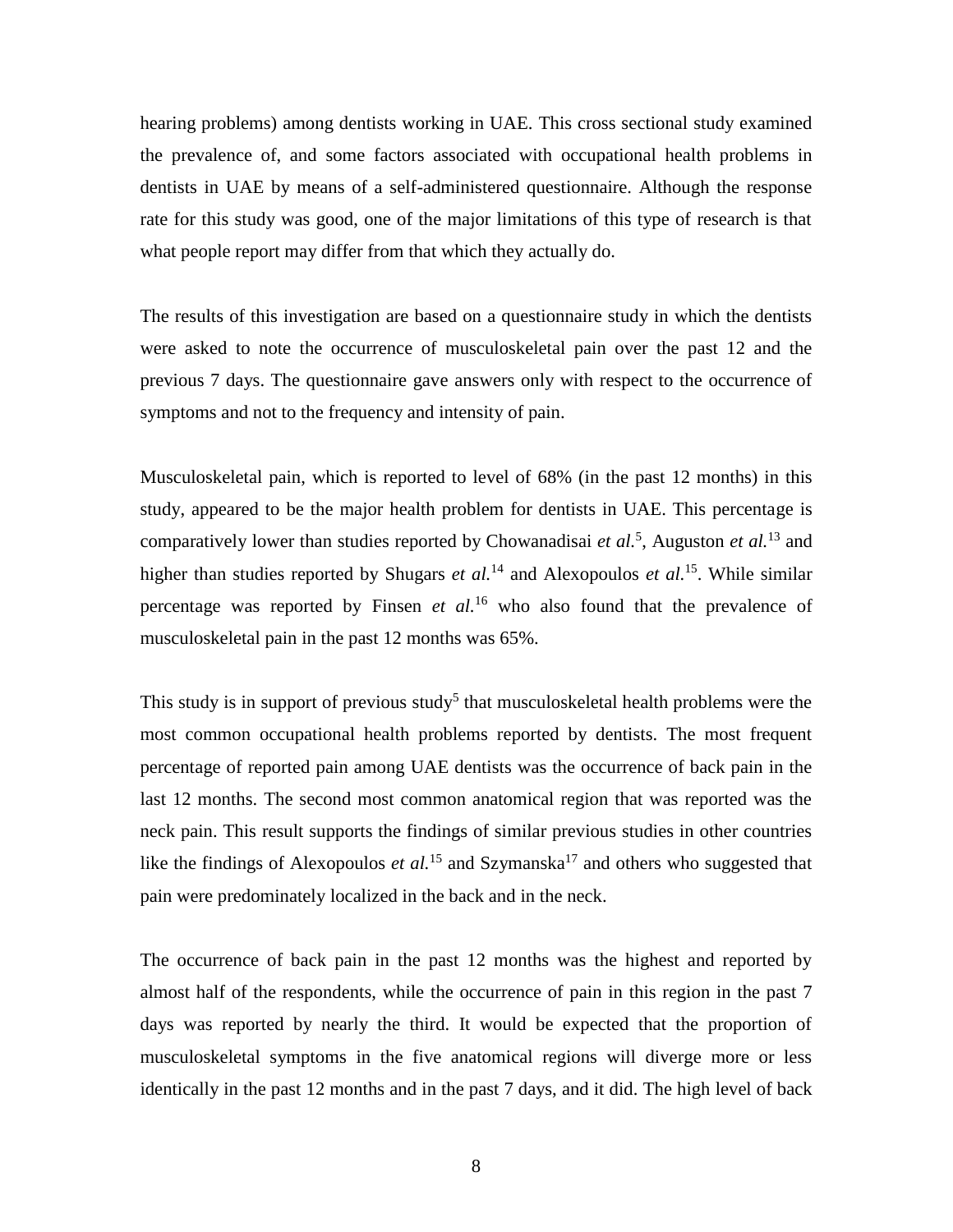hearing problems) among dentists working in UAE. This cross sectional study examined the prevalence of, and some factors associated with occupational health problems in dentists in UAE by means of a self-administered questionnaire. Although the response rate for this study was good, one of the major limitations of this type of research is that what people report may differ from that which they actually do.

The results of this investigation are based on a questionnaire study in which the dentists were asked to note the occurrence of musculoskeletal pain over the past 12 and the previous 7 days. The questionnaire gave answers only with respect to the occurrence of symptoms and not to the frequency and intensity of pain.

Musculoskeletal pain, which is reported to level of 68% (in the past 12 months) in this study, appeared to be the major health problem for dentists in UAE. This percentage is comparatively lower than studies reported by Chowanadisai *et al.*[5], Auguston *et al.*[13] and higher than studies reported by Shugars *et al.*[14] and Alexopoulos *et al.*[15]. While similar percentage was reported by Finsen *et al.*[16] who also found that the prevalence of musculoskeletal pain in the past 12 months was 65%.

This study is in support of previous study[5] that musculoskeletal health problems were the most common occupational health problems reported by dentists. The most frequent percentage of reported pain among UAE dentists was the occurrence of back pain in the last 12 months. The second most common anatomical region that was reported was the neck pain. This result supports the findings of similar previous studies in other countries like the findings of Alexopoulos *et al.*[15] and Szymanska[17] and others who suggested that pain were predominately localized in the back and in the neck.

The occurrence of back pain in the past 12 months was the highest and reported by almost half of the respondents, while the occurrence of pain in this region in the past 7 days was reported by nearly the third. It would be expected that the proportion of musculoskeletal symptoms in the five anatomical regions will diverge more or less identically in the past 12 months and in the past 7 days, and it did. The high level of back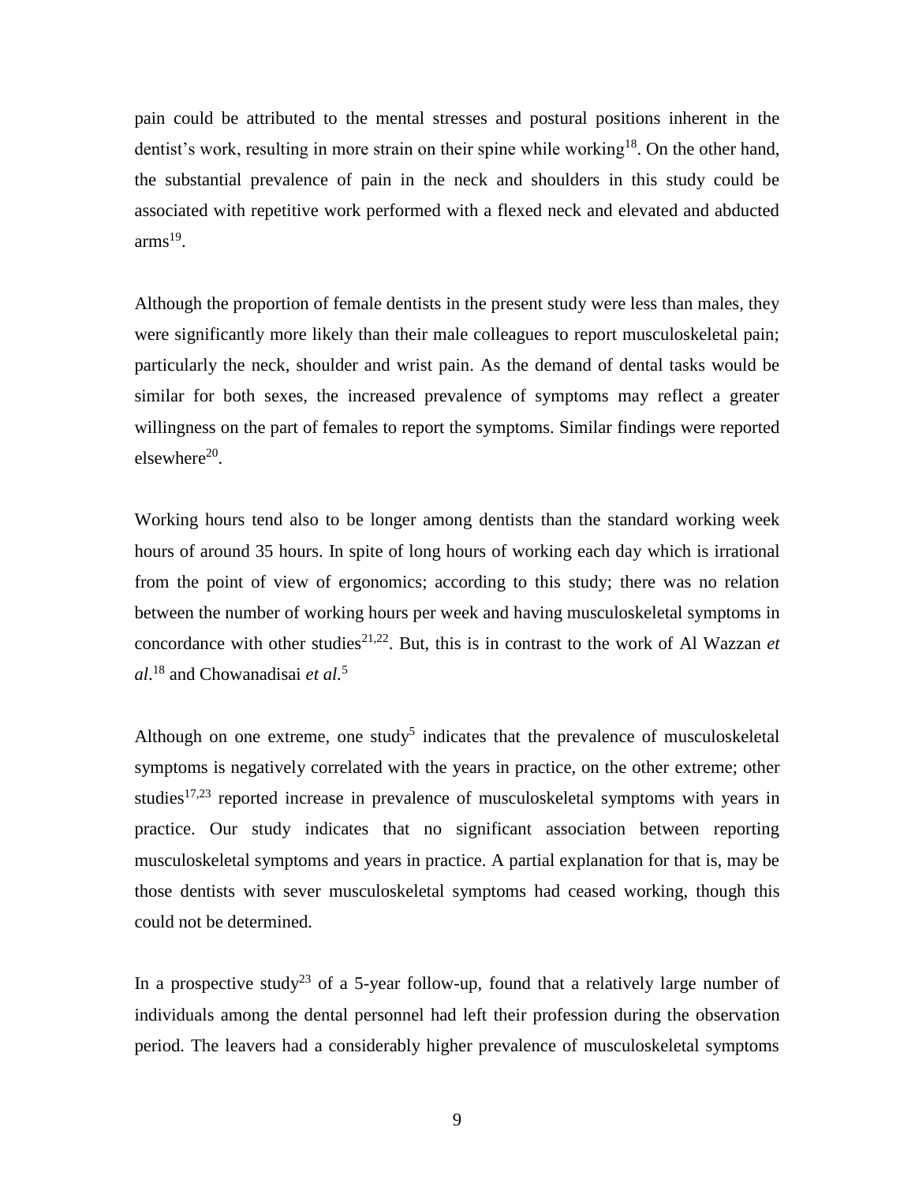pain could be attributed to the mental stresses and postural positions inherent in the dentist's work, resulting in more strain on their spine while working[18]. On the other hand, the substantial prevalence of pain in the neck and shoulders in this study could be associated with repetitive work performed with a flexed neck and elevated and abducted arms[19].

Although the proportion of female dentists in the present study were less than males, they were significantly more likely than their male colleagues to report musculoskeletal pain; particularly the neck, shoulder and wrist pain. As the demand of dental tasks would be similar for both sexes, the increased prevalence of symptoms may reflect a greater willingness on the part of females to report the symptoms. Similar findings were reported elsewhere[20].

Working hours tend also to be longer among dentists than the standard working week hours of around 35 hours. In spite of long hours of working each day which is irrational from the point of view of ergonomics; according to this study; there was no relation between the number of working hours per week and having musculoskeletal symptoms in concordance with other studies[21,22]. But, this is in contrast to the work of Al Wazzan *et al*.[18] and Chowanadisai *et al*.[5]

Although on one extreme, one study[5] indicates that the prevalence of musculoskeletal symptoms is negatively correlated with the years in practice, on the other extreme; other studies[17,23] reported increase in prevalence of musculoskeletal symptoms with years in practice. Our study indicates that no significant association between reporting musculoskeletal symptoms and years in practice. A partial explanation for that is, may be those dentists with sever musculoskeletal symptoms had ceased working, though this could not be determined.

In a prospective study[23] of a 5-year follow-up, found that a relatively large number of individuals among the dental personnel had left their profession during the observation period. The leavers had a considerably higher prevalence of musculoskeletal symptoms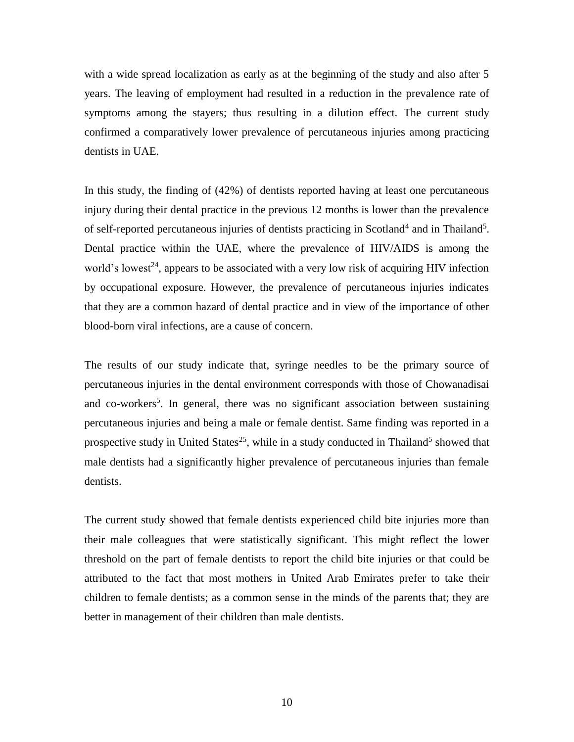with a wide spread localization as early as at the beginning of the study and also after 5 years. The leaving of employment had resulted in a reduction in the prevalence rate of symptoms among the stayers; thus resulting in a dilution effect. The current study confirmed a comparatively lower prevalence of percutaneous injuries among practicing dentists in UAE.

In this study, the finding of (42%) of dentists reported having at least one percutaneous injury during their dental practice in the previous 12 months is lower than the prevalence of self-reported percutaneous injuries of dentists practicing in Scotland[4] and in Thailand[5]. Dental practice within the UAE, where the prevalence of HIV/AIDS is among the world's lowest[24], appears to be associated with a very low risk of acquiring HIV infection by occupational exposure. However, the prevalence of percutaneous injuries indicates that they are a common hazard of dental practice and in view of the importance of other blood-born viral infections, are a cause of concern.

The results of our study indicate that, syringe needles to be the primary source of percutaneous injuries in the dental environment corresponds with those of Chowanadisai and co-workers[5]. In general, there was no significant association between sustaining percutaneous injuries and being a male or female dentist. Same finding was reported in a prospective study in United States[25], while in a study conducted in Thailand[5] showed that male dentists had a significantly higher prevalence of percutaneous injuries than female dentists.

The current study showed that female dentists experienced child bite injuries more than their male colleagues that were statistically significant. This might reflect the lower threshold on the part of female dentists to report the child bite injuries or that could be attributed to the fact that most mothers in United Arab Emirates prefer to take their children to female dentists; as a common sense in the minds of the parents that; they are better in management of their children than male dentists.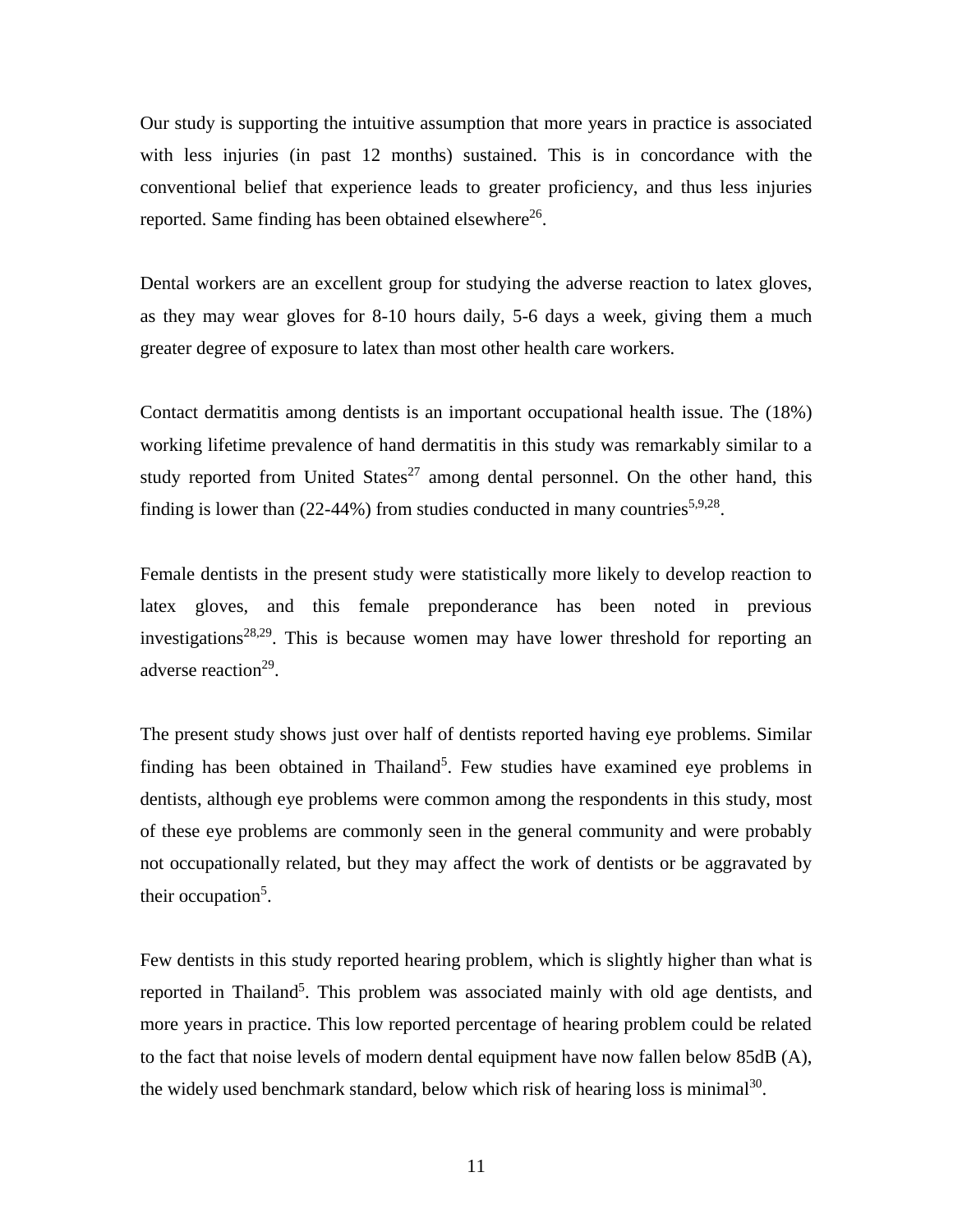Our study is supporting the intuitive assumption that more years in practice is associated with less injuries (in past 12 months) sustained. This is in concordance with the conventional belief that experience leads to greater proficiency, and thus less injuries reported. Same finding has been obtained elsewhere[26].

Dental workers are an excellent group for studying the adverse reaction to latex gloves, as they may wear gloves for 8-10 hours daily, 5-6 days a week, giving them a much greater degree of exposure to latex than most other health care workers.

Contact dermatitis among dentists is an important occupational health issue. The (18%) working lifetime prevalence of hand dermatitis in this study was remarkably similar to a study reported from United States[27] among dental personnel. On the other hand, this finding is lower than (22-44%) from studies conducted in many countries[5,9,28].

Female dentists in the present study were statistically more likely to develop reaction to latex gloves, and this female preponderance has been noted in previous investigations[28,29]. This is because women may have lower threshold for reporting an adverse reaction[29].

The present study shows just over half of dentists reported having eye problems. Similar finding has been obtained in Thailand[5]. Few studies have examined eye problems in dentists, although eye problems were common among the respondents in this study, most of these eye problems are commonly seen in the general community and were probably not occupationally related, but they may affect the work of dentists or be aggravated by their occupation[5].

Few dentists in this study reported hearing problem, which is slightly higher than what is reported in Thailand[5]. This problem was associated mainly with old age dentists, and more years in practice. This low reported percentage of hearing problem could be related to the fact that noise levels of modern dental equipment have now fallen below 85dB (A), the widely used benchmark standard, below which risk of hearing loss is minimal[30].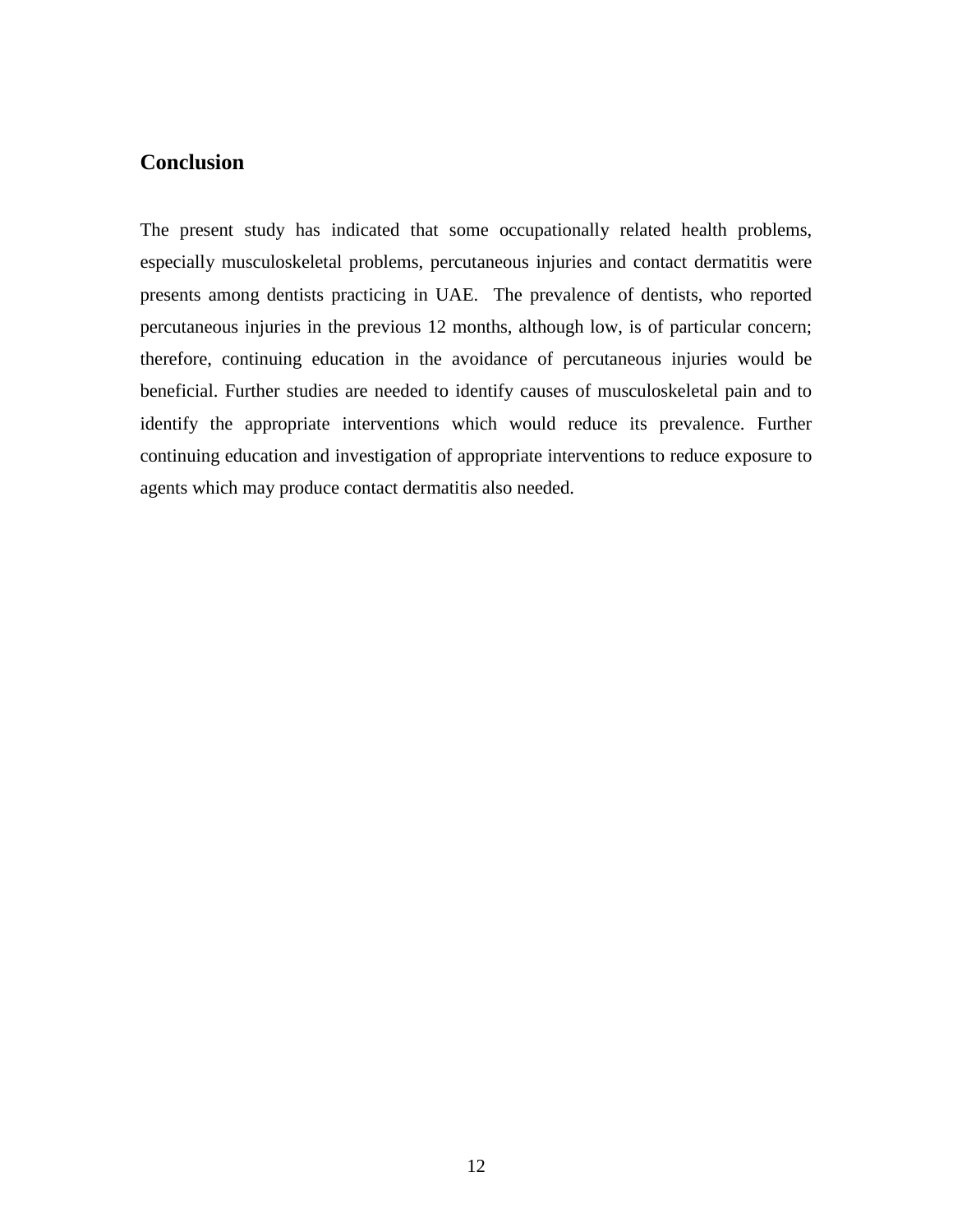## Conclusion

The present study has indicated that some occupationally related health problems, especially musculoskeletal problems, percutaneous injuries and contact dermatitis were presents among dentists practicing in UAE. The prevalence of dentists, who reported percutaneous injuries in the previous 12 months, although low, is of particular concern; therefore, continuing education in the avoidance of percutaneous injuries would be beneficial. Further studies are needed to identify causes of musculoskeletal pain and to identify the appropriate interventions which would reduce its prevalence. Further continuing education and investigation of appropriate interventions to reduce exposure to agents which may produce contact dermatitis also needed.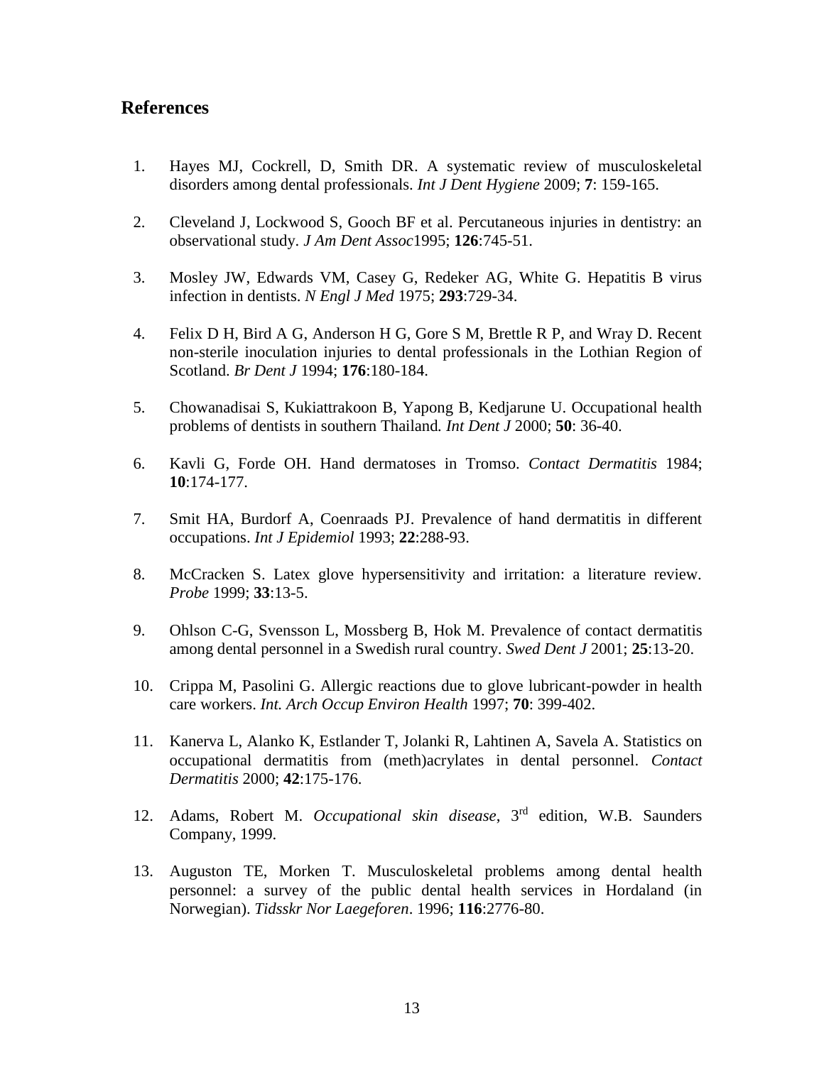## References

1. Hayes MJ, Cockrell, D, Smith DR. A systematic review of musculoskeletal disorders among dental professionals. *Int J Dent Hygiene* 2009; **7**: 159-165.

2. Cleveland J, Lockwood S, Gooch BF et al. Percutaneous injuries in dentistry: an observational study. *J Am Dent Assoc*1995; **126**:745-51.

3. Mosley JW, Edwards VM, Casey G, Redeker AG, White G. Hepatitis B virus infection in dentists. *N Engl J Med* 1975; **293**:729-34.

4. Felix D H, Bird A G, Anderson H G, Gore S M, Brettle R P, and Wray D. Recent non-sterile inoculation injuries to dental professionals in the Lothian Region of Scotland. *Br Dent J* 1994; **176**:180-184.

5. Chowanadisai S, Kukiattrakoon B, Yapong B, Kedjarune U. Occupational health problems of dentists in southern Thailand. *Int Dent J* 2000; **50**: 36-40.

6. Kavli G, Forde OH. Hand dermatoses in Tromso. *Contact Dermatitis* 1984; **10**:174-177.

7. Smit HA, Burdorf A, Coenraads PJ. Prevalence of hand dermatitis in different occupations. *Int J Epidemiol* 1993; **22**:288-93.

8. McCracken S. Latex glove hypersensitivity and irritation: a literature review. *Probe* 1999; **33**:13-5.

9. Ohlson C-G, Svensson L, Mossberg B, Hok M. Prevalence of contact dermatitis among dental personnel in a Swedish rural country. *Swed Dent J* 2001; **25**:13-20.

10. Crippa M, Pasolini G. Allergic reactions due to glove lubricant-powder in health care workers. *Int. Arch Occup Environ Health* 1997; **70**: 399-402.

11. Kanerva L, Alanko K, Estlander T, Jolanki R, Lahtinen A, Savela A. Statistics on occupational dermatitis from (meth)acrylates in dental personnel. *Contact Dermatitis* 2000; **42**:175-176.

12. Adams, Robert M. *Occupational skin disease*, 3rd edition, W.B. Saunders Company, 1999.

13. Auguston TE, Morken T. Musculoskeletal problems among dental health personnel: a survey of the public dental health services in Hordaland (in Norwegian). *Tidsskr Nor Laegeforen*. 1996; **116**:2776-80.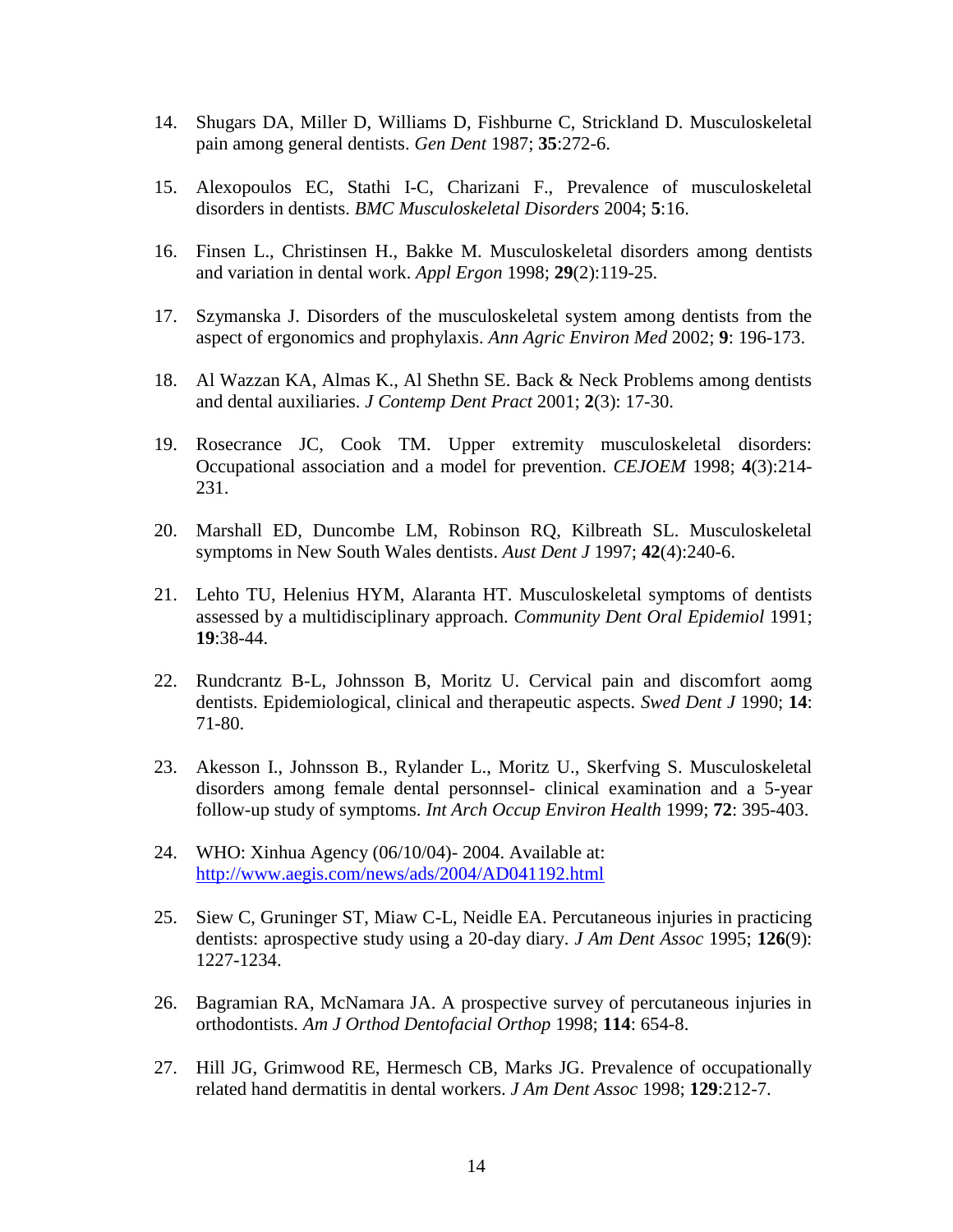14. Shugars DA, Miller D, Williams D, Fishburne C, Strickland D. Musculoskeletal pain among general dentists. *Gen Dent* 1987; **35**:272-6.

15. Alexopoulos EC, Stathi I-C, Charizani F., Prevalence of musculoskeletal disorders in dentists. *BMC Musculoskeletal Disorders* 2004; **5**:16.

16. Finsen L., Christinsen H., Bakke M. Musculoskeletal disorders among dentists and variation in dental work. *Appl Ergon* 1998; **29**(2):119-25.

17. Szymanska J. Disorders of the musculoskeletal system among dentists from the aspect of ergonomics and prophylaxis. *Ann Agric Environ Med* 2002; **9**: 196-173.

18. Al Wazzan KA, Almas K., Al Shethn SE. Back & Neck Problems among dentists and dental auxiliaries. *J Contemp Dent Pract* 2001; **2**(3): 17-30.

19. Rosecrance JC, Cook TM. Upper extremity musculoskeletal disorders: Occupational association and a model for prevention. *CEJOEM* 1998; **4**(3):214-231.

20. Marshall ED, Duncombe LM, Robinson RQ, Kilbreath SL. Musculoskeletal symptoms in New South Wales dentists. *Aust Dent J* 1997; **42**(4):240-6.

21. Lehto TU, Helenius HYM, Alaranta HT. Musculoskeletal symptoms of dentists assessed by a multidisciplinary approach. *Community Dent Oral Epidemiol* 1991; **19**:38-44.

22. Rundcrantz B-L, Johnsson B, Moritz U. Cervical pain and discomfort aomg dentists. Epidemiological, clinical and therapeutic aspects. *Swed Dent J* 1990; **14**: 71-80.

23. Akesson I., Johnsson B., Rylander L., Moritz U., Skerfving S. Musculoskeletal disorders among female dental personnsel- clinical examination and a 5-year follow-up study of symptoms. *Int Arch Occup Environ Health* 1999; **72**: 395-403.

24. WHO: Xinhua Agency (06/10/04)- 2004. Available at: http://www.aegis.com/news/ads/2004/AD041192.html

25. Siew C, Gruninger ST, Miaw C-L, Neidle EA. Percutaneous injuries in practicing dentists: aprospective study using a 20-day diary. *J Am Dent Assoc* 1995; **126**(9): 1227-1234.

26. Bagramian RA, McNamara JA. A prospective survey of percutaneous injuries in orthodontists. *Am J Orthod Dentofacial Orthop* 1998; **114**: 654-8.

27. Hill JG, Grimwood RE, Hermesch CB, Marks JG. Prevalence of occupationally related hand dermatitis in dental workers. *J Am Dent Assoc* 1998; **129**:212-7.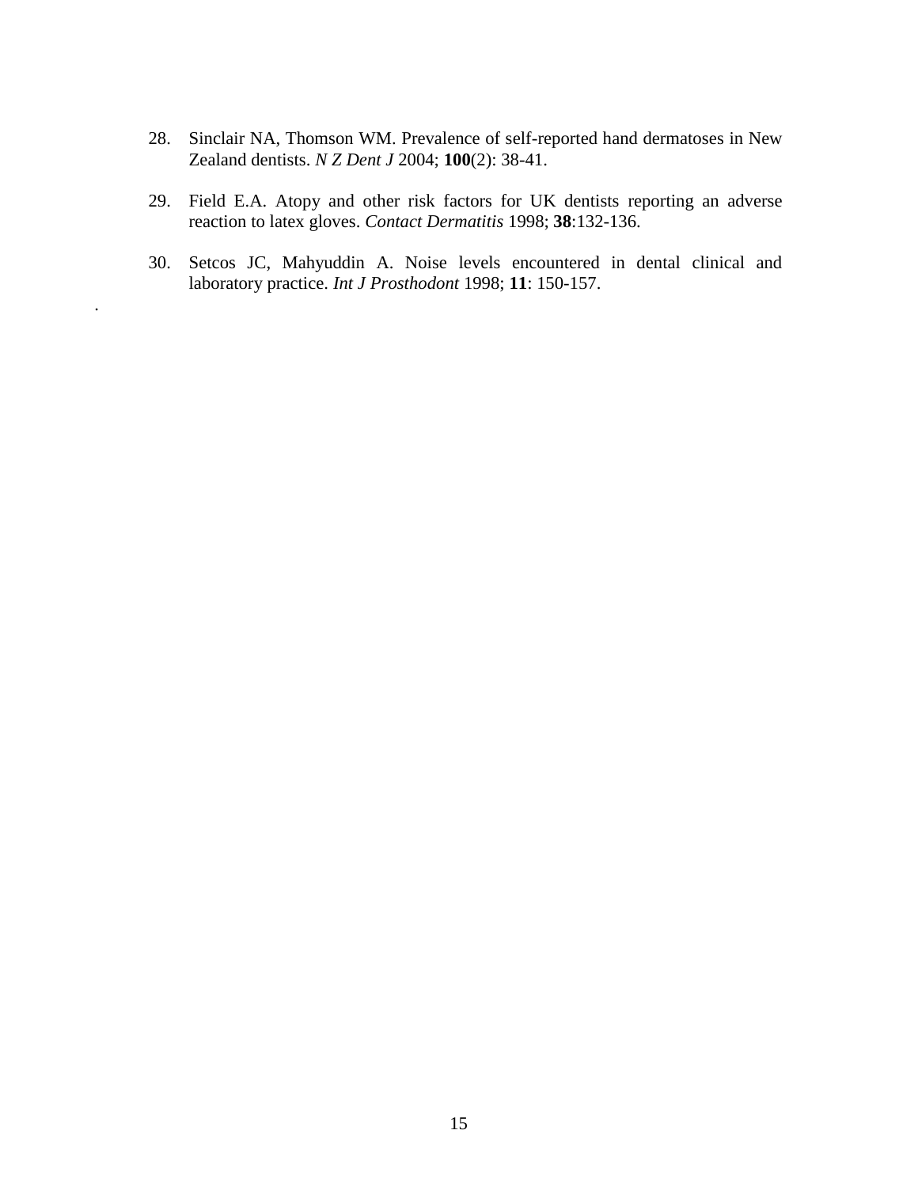28. Sinclair NA, Thomson WM. Prevalence of self-reported hand dermatoses in New Zealand dentists. *N Z Dent J* 2004; **100**(2): 38-41.

29. Field E.A. Atopy and other risk factors for UK dentists reporting an adverse reaction to latex gloves. *Contact Dermatitis* 1998; **38**:132-136.

30. Setcos JC, Mahyuddin A. Noise levels encountered in dental clinical and laboratory practice. *Int J Prosthodont* 1998; **11**: 150-157.

.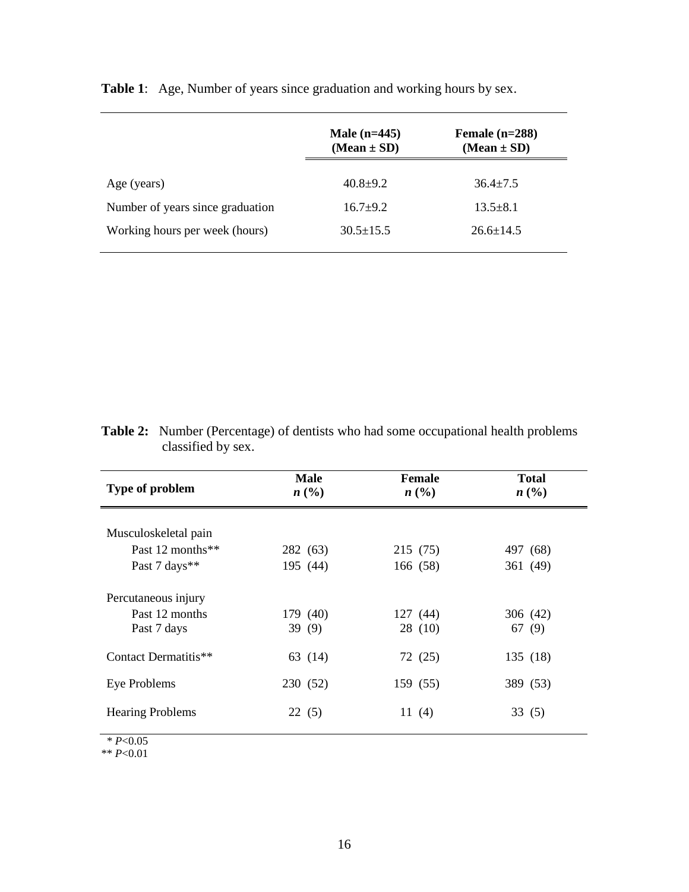**Table 1**: Age, Number of years since graduation and working hours by sex.

| | Male (n=445) (Mean ± SD) | Female (n=288) (Mean ± SD) |
|---|---|---|
| Age (years) | 40.8±9.2 | 36.4±7.5 |
| Number of years since graduation | 16.7±9.2 | 13.5±8.1 |
| Working hours per week (hours) | 30.5±15.5 | 26.6±14.5 |

**Table 2:** Number (Percentage) of dentists who had some occupational health problems classified by sex.

| Type of problem | Male *n* (%) | Female *n* (%) | Total *n* (%) |
|---|---|---|---|
| Musculoskeletal pain | | | |
| Past 12 months** | 282 (63) | 215 (75) | 497 (68) |
| Past 7 days** | 195 (44) | 166 (58) | 361 (49) |
| Percutaneous injury | | | |
| Past 12 months | 179 (40) | 127 (44) | 306 (42) |
| Past 7 days | 39 (9) | 28 (10) | 67 (9) |
| Contact Dermatitis** | 63 (14) | 72 (25) | 135 (18) |
| Eye Problems | 230 (52) | 159 (55) | 389 (53) |
| Hearing Problems | 22 (5) | 11 (4) | 33 (5) |

\* $P<0.05$
** $P<0.01$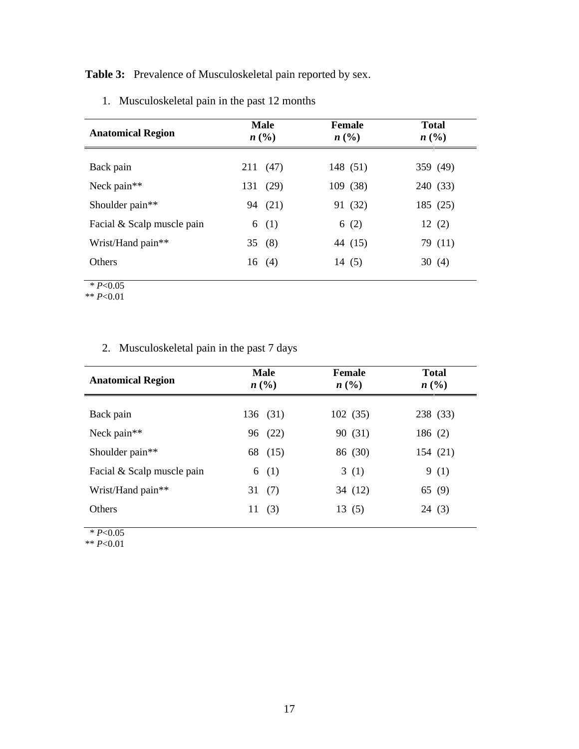**Table 3:** Prevalence of Musculoskeletal pain reported by sex.

1. Musculoskeletal pain in the past 12 months

| Anatomical Region | Male *n* (%) | Female *n* (%) | Total *n* (%) |
|---|---|---|---|
| Back pain | 211 (47) | 148 (51) | 359 (49) |
| Neck pain** | 131 (29) | 109 (38) | 240 (33) |
| Shoulder pain** | 94 (21) | 91 (32) | 185 (25) |
| Facial & Scalp muscle pain | 6 (1) | 6 (2) | 12 (2) |
| Wrist/Hand pain** | 35 (8) | 44 (15) | 79 (11) |
| Others | 16 (4) | 14 (5) | 30 (4) |

\* $P<0.05$
** $P<0.01$

2. Musculoskeletal pain in the past 7 days

| Anatomical Region | Male *n* (%) | Female *n* (%) | Total *n* (%) |
|---|---|---|---|
| Back pain | 136 (31) | 102 (35) | 238 (33) |
| Neck pain** | 96 (22) | 90 (31) | 186 (2) |
| Shoulder pain** | 68 (15) | 86 (30) | 154 (21) |
| Facial & Scalp muscle pain | 6 (1) | 3 (1) | 9 (1) |
| Wrist/Hand pain** | 31 (7) | 34 (12) | 65 (9) |
| Others | 11 (3) | 13 (5) | 24 (3) |

\* $P<0.05$
** $P<0.01$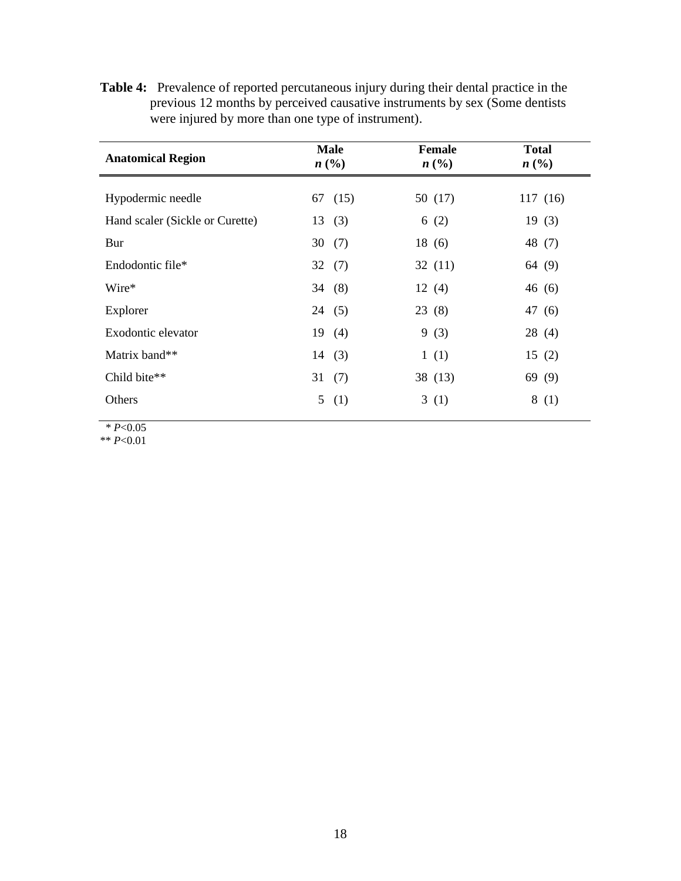**Table 4:** Prevalence of reported percutaneous injury during their dental practice in the previous 12 months by perceived causative instruments by sex (Some dentists were injured by more than one type of instrument).

| Anatomical Region | Male *n* (%) | Female *n* (%) | Total *n* (%) |
|---|---|---|---|
| Hypodermic needle | 67 (15) | 50 (17) | 117 (16) |
| Hand scaler (Sickle or Curette) | 13 (3) | 6 (2) | 19 (3) |
| Bur | 30 (7) | 18 (6) | 48 (7) |
| Endodontic file* | 32 (7) | 32 (11) | 64 (9) |
| Wire* | 34 (8) | 12 (4) | 46 (6) |
| Explorer | 24 (5) | 23 (8) | 47 (6) |
| Exodontic elevator | 19 (4) | 9 (3) | 28 (4) |
| Matrix band** | 14 (3) | 1 (1) | 15 (2) |
| Child bite** | 31 (7) | 38 (13) | 69 (9) |
| Others | 5 (1) | 3 (1) | 8 (1) |

* $P<0.05$
** $P<0.01$